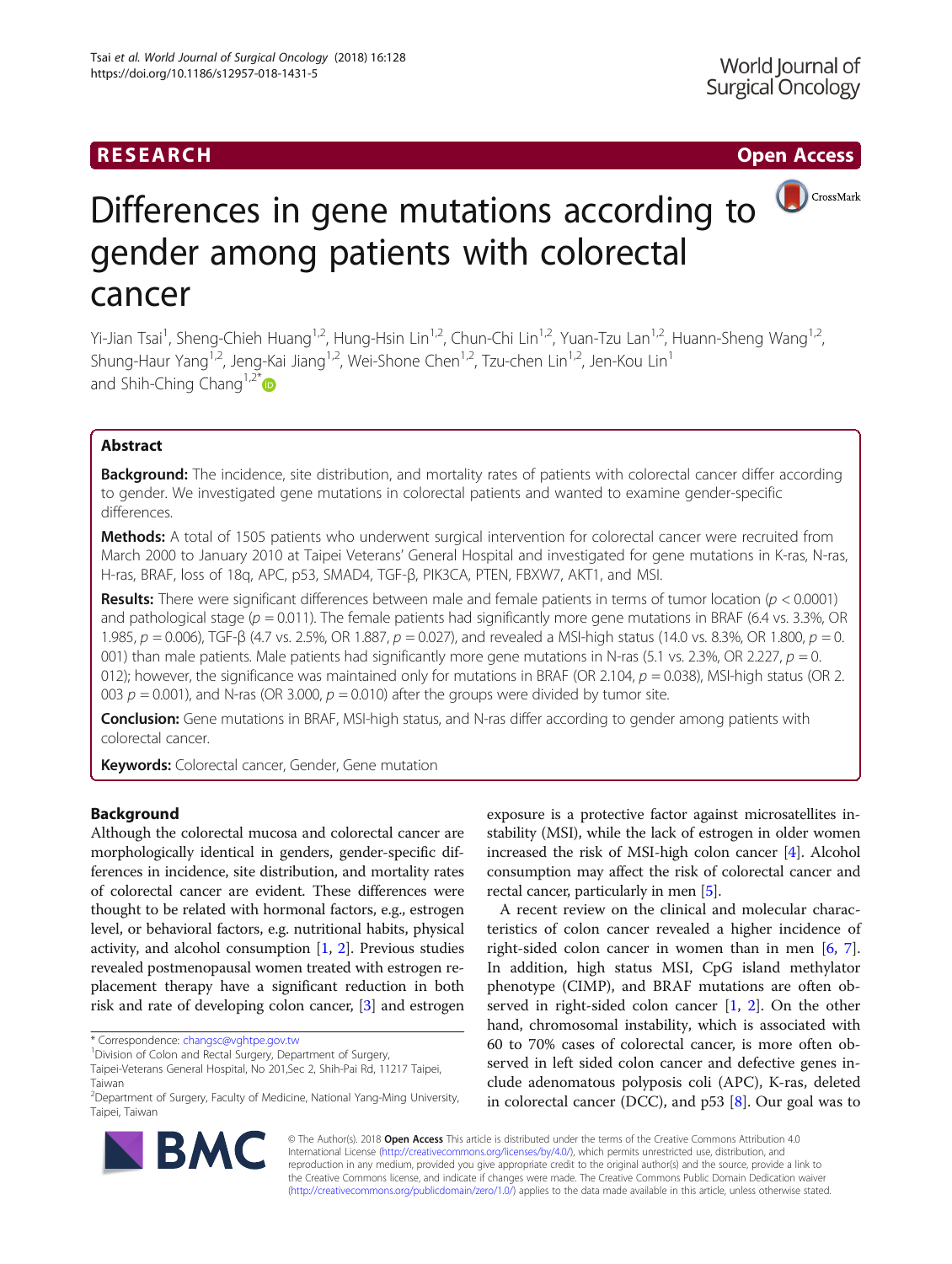# Differences in gene mutations according to gender among patients with colorectal cancer

Yi-Jian Tsai[1], Sheng-Chieh Huang[1,2], Hung-Hsin Lin[1,2], Chun-Chi Lin[1,2], Yuan-Tzu Lan[1,2], Huann-Sheng Wang[1,2], Shung-Haur Yang[1,2], Jeng-Kai Jiang[1,2], Wei-Shone Chen[1,2], Tzu-chen Lin[1,2], Jen-Kou Lin[1] and Shih-Ching Chang[1,2*]

## Abstract

**Background:** The incidence, site distribution, and mortality rates of patients with colorectal cancer differ according to gender. We investigated gene mutations in colorectal patients and wanted to examine gender-specific differences.

**Methods:** A total of 1505 patients who underwent surgical intervention for colorectal cancer were recruited from March 2000 to January 2010 at Taipei Veterans' General Hospital and investigated for gene mutations in K-ras, N-ras, H-ras, BRAF, loss of 18q, APC, p53, SMAD4, TGF-β, PIK3CA, PTEN, FBXW7, AKT1, and MSI.

**Results:** There were significant differences between male and female patients in terms of tumor location ($p < 0.0001$) and pathological stage ($p = 0.011$). The female patients had significantly more gene mutations in BRAF (6.4 vs. 3.3%, OR 1.985, $p = 0.006$), TGF-β (4.7 vs. 2.5%, OR 1.887, $p = 0.027$), and revealed a MSI-high status (14.0 vs. 8.3%, OR 1.800, $p = 0.001$) than male patients. Male patients had significantly more gene mutations in N-ras (5.1 vs. 2.3%, OR 2.227, $p = 0.012$); however, the significance was maintained only for mutations in BRAF (OR 2.104, $p = 0.038$), MSI-high status (OR 2.003 $p = 0.001$), and N-ras (OR 3.000, $p = 0.010$) after the groups were divided by tumor site.

**Conclusion:** Gene mutations in BRAF, MSI-high status, and N-ras differ according to gender among patients with colorectal cancer.

**Keywords:** Colorectal cancer, Gender, Gene mutation

## Background

Although the colorectal mucosa and colorectal cancer are morphologically identical in genders, gender-specific differences in incidence, site distribution, and mortality rates of colorectal cancer are evident. These differences were thought to be related with hormonal factors, e.g., estrogen level, or behavioral factors, e.g. nutritional habits, physical activity, and alcohol consumption [1, 2]. Previous studies revealed postmenopausal women treated with estrogen replacement therapy have a significant reduction in both risk and rate of developing colon cancer, [3] and estrogen exposure is a protective factor against microsatellites instability (MSI), while the lack of estrogen in older women increased the risk of MSI-high colon cancer [4]. Alcohol consumption may affect the risk of colorectal cancer and rectal cancer, particularly in men [5].

A recent review on the clinical and molecular characteristics of colon cancer revealed a higher incidence of right-sided colon cancer in women than in men [6, 7]. In addition, high status MSI, CpG island methylator phenotype (CIMP), and BRAF mutations are often observed in right-sided colon cancer [1, 2]. On the other hand, chromosomal instability, which is associated with 60 to 70% cases of colorectal cancer, is more often observed in left sided colon cancer and defective genes include adenomatous polyposis coli (APC), K-ras, deleted in colorectal cancer (DCC), and p53 [8]. Our goal was to

* Correspondence: changsc@vghtpe.gov.tw

[1] Division of Colon and Rectal Surgery, Department of Surgery, Taipei-Veterans General Hospital, No 201,Sec 2, Shih-Pai Rd, 11217 Taipei, Taiwan

[2] Department of Surgery, Faculty of Medicine, National Yang-Ming University, Taipei, Taiwan

© The Author(s). 2018 **Open Access** This article is distributed under the terms of the Creative Commons Attribution 4.0 International License (http://creativecommons.org/licenses/by/4.0/), which permits unrestricted use, distribution, and reproduction in any medium, provided you give appropriate credit to the original author(s) and the source, provide a link to the Creative Commons license, and indicate if changes were made. The Creative Commons Public Domain Dedication waiver (http://creativecommons.org/publicdomain/zero/1.0/) applies to the data made available in this article, unless otherwise stated.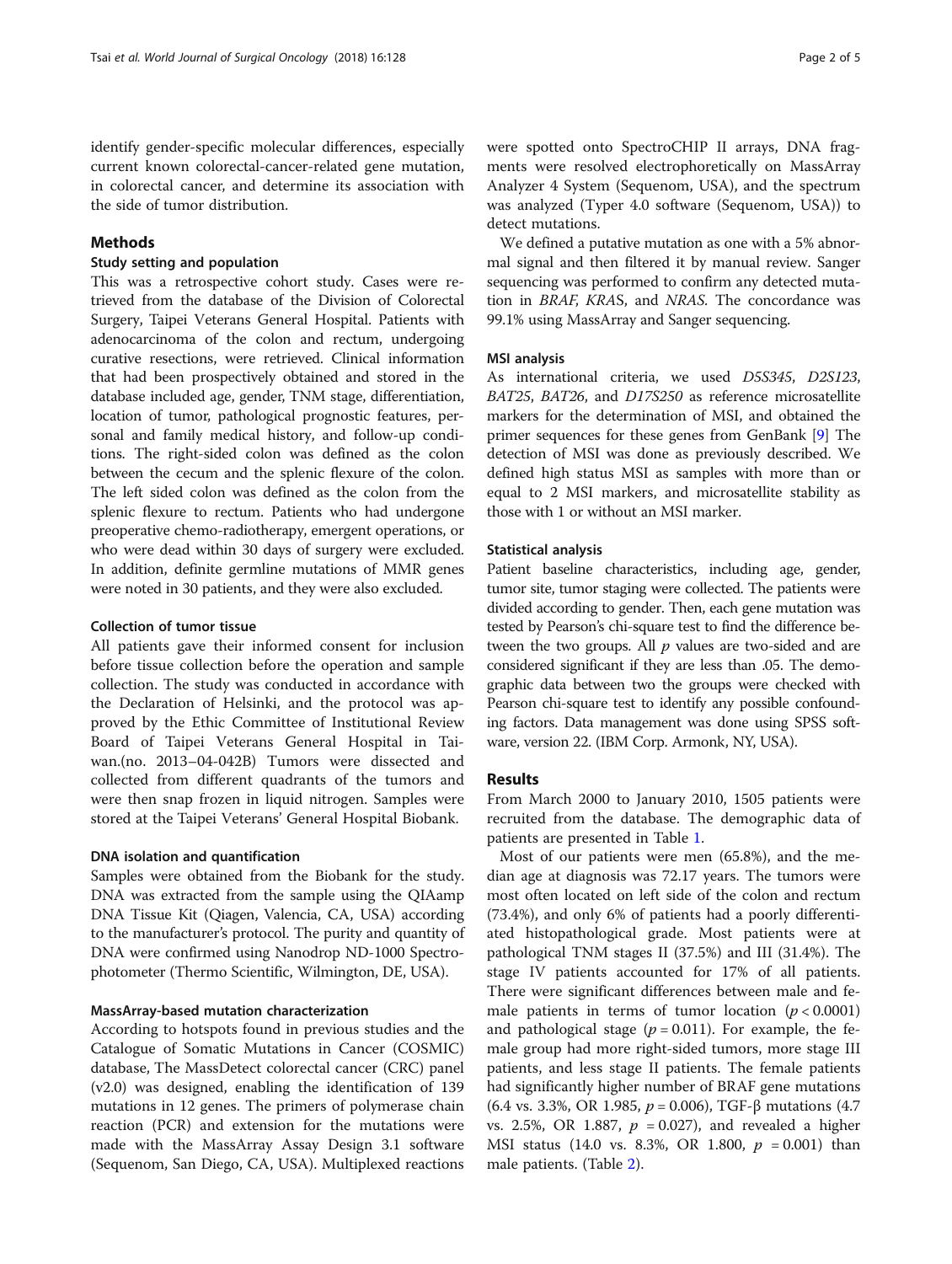identify gender-specific molecular differences, especially current known colorectal-cancer-related gene mutation, in colorectal cancer, and determine its association with the side of tumor distribution.

## Methods

### Study setting and population

This was a retrospective cohort study. Cases were retrieved from the database of the Division of Colorectal Surgery, Taipei Veterans General Hospital. Patients with adenocarcinoma of the colon and rectum, undergoing curative resections, were retrieved. Clinical information that had been prospectively obtained and stored in the database included age, gender, TNM stage, differentiation, location of tumor, pathological prognostic features, personal and family medical history, and follow-up conditions. The right-sided colon was defined as the colon between the cecum and the splenic flexure of the colon. The left sided colon was defined as the colon from the splenic flexure to rectum. Patients who had undergone preoperative chemo-radiotherapy, emergent operations, or who were dead within 30 days of surgery were excluded. In addition, definite germline mutations of MMR genes were noted in 30 patients, and they were also excluded.

### Collection of tumor tissue

All patients gave their informed consent for inclusion before tissue collection before the operation and sample collection. The study was conducted in accordance with the Declaration of Helsinki, and the protocol was approved by the Ethic Committee of Institutional Review Board of Taipei Veterans General Hospital in Taiwan.(no. 2013–04-042B) Tumors were dissected and collected from different quadrants of the tumors and were then snap frozen in liquid nitrogen. Samples were stored at the Taipei Veterans' General Hospital Biobank.

### DNA isolation and quantification

Samples were obtained from the Biobank for the study. DNA was extracted from the sample using the QIAamp DNA Tissue Kit (Qiagen, Valencia, CA, USA) according to the manufacturer's protocol. The purity and quantity of DNA were confirmed using Nanodrop ND-1000 Spectrophotometer (Thermo Scientific, Wilmington, DE, USA).

### MassArray-based mutation characterization

According to hotspots found in previous studies and the Catalogue of Somatic Mutations in Cancer (COSMIC) database, The MassDetect colorectal cancer (CRC) panel (v2.0) was designed, enabling the identification of 139 mutations in 12 genes. The primers of polymerase chain reaction (PCR) and extension for the mutations were made with the MassArray Assay Design 3.1 software (Sequenom, San Diego, CA, USA). Multiplexed reactions were spotted onto SpectroCHIP II arrays, DNA fragments were resolved electrophoretically on MassArray Analyzer 4 System (Sequenom, USA), and the spectrum was analyzed (Typer 4.0 software (Sequenom, USA)) to detect mutations.

We defined a putative mutation as one with a 5% abnormal signal and then filtered it by manual review. Sanger sequencing was performed to confirm any detected mutation in *BRAF*, *KRAS*, and *NRAS*. The concordance was 99.1% using MassArray and Sanger sequencing.

### MSI analysis

As international criteria, we used *D5S345*, *D2S123*, *BAT25*, *BAT26*, and *D17S250* as reference microsatellite markers for the determination of MSI, and obtained the primer sequences for these genes from GenBank [9] The detection of MSI was done as previously described. We defined high status MSI as samples with more than or equal to 2 MSI markers, and microsatellite stability as those with 1 or without an MSI marker.

### Statistical analysis

Patient baseline characteristics, including age, gender, tumor site, tumor staging were collected. The patients were divided according to gender. Then, each gene mutation was tested by Pearson's chi-square test to find the difference between the two groups. All $p$ values are two-sided and are considered significant if they are less than .05. The demographic data between two the groups were checked with Pearson chi-square test to identify any possible confounding factors. Data management was done using SPSS software, version 22. (IBM Corp. Armonk, NY, USA).

## Results

From March 2000 to January 2010, 1505 patients were recruited from the database. The demographic data of patients are presented in Table 1.

Most of our patients were men (65.8%), and the median age at diagnosis was 72.17 years. The tumors were most often located on left side of the colon and rectum (73.4%), and only 6% of patients had a poorly differentiated histopathological grade. Most patients were at pathological TNM stages II (37.5%) and III (31.4%). The stage IV patients accounted for 17% of all patients. There were significant differences between male and female patients in terms of tumor location ($p < 0.0001$) and pathological stage ($p = 0.011$). For example, the female group had more right-sided tumors, more stage III patients, and less stage II patients. The female patients had significantly higher number of BRAF gene mutations (6.4 vs. 3.3%, OR 1.985, $p = 0.006$), TGF-β mutations (4.7 vs. 2.5%, OR 1.887, $p = 0.027$), and revealed a higher MSI status (14.0 vs. 8.3%, OR 1.800, $p = 0.001$) than male patients. (Table 2).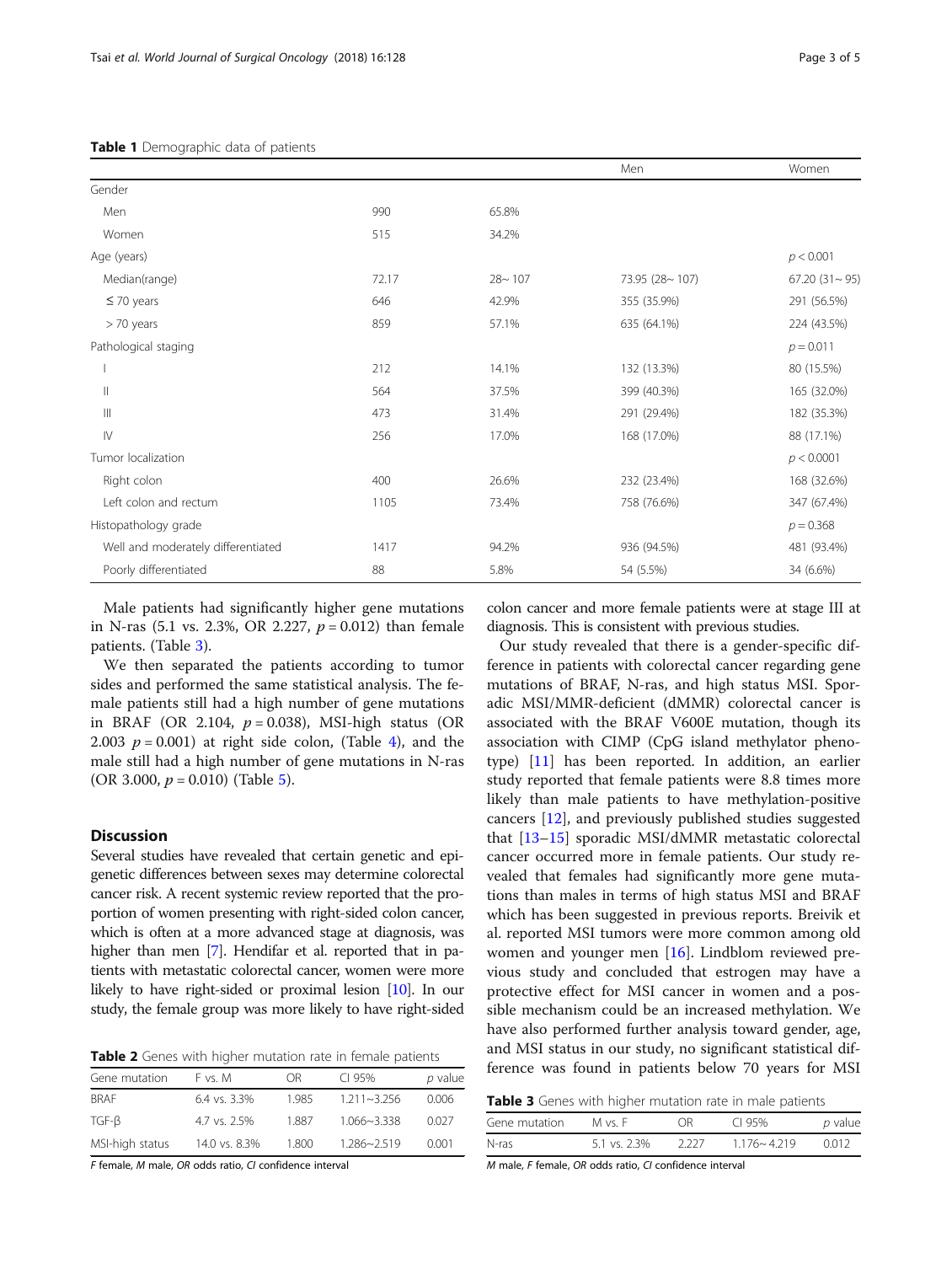**Table 1** Demographic data of patients

| | | | Men | Women |
|---|---|---|---|---|
| Gender | | | | |
| Men | 990 | 65.8% | | |
| Women | 515 | 34.2% | | |
| Age (years) | | | | $p < 0.001$ |
| Median(range) | 72.17 | 28~ 107 | 73.95 (28~ 107) | 67.20 (31~ 95) |
| ≤ 70 years | 646 | 42.9% | 355 (35.9%) | 291 (56.5%) |
| > 70 years | 859 | 57.1% | 635 (64.1%) | 224 (43.5%) |
| Pathological staging | | | | $p = 0.011$ |
| I | 212 | 14.1% | 132 (13.3%) | 80 (15.5%) |
| II | 564 | 37.5% | 399 (40.3%) | 165 (32.0%) |
| III | 473 | 31.4% | 291 (29.4%) | 182 (35.3%) |
| IV | 256 | 17.0% | 168 (17.0%) | 88 (17.1%) |
| Tumor localization | | | | $p < 0.0001$ |
| Right colon | 400 | 26.6% | 232 (23.4%) | 168 (32.6%) |
| Left colon and rectum | 1105 | 73.4% | 758 (76.6%) | 347 (67.4%) |
| Histopathology grade | | | | $p = 0.368$ |
| Well and moderately differentiated | 1417 | 94.2% | 936 (94.5%) | 481 (93.4%) |
| Poorly differentiated | 88 | 5.8% | 54 (5.5%) | 34 (6.6%) |

Male patients had significantly higher gene mutations in N-ras (5.1 vs. 2.3%, OR 2.227, $p = 0.012$) than female patients. (Table 3).

We then separated the patients according to tumor sides and performed the same statistical analysis. The female patients still had a high number of gene mutations in BRAF (OR 2.104, $p = 0.038$), MSI-high status (OR 2.003 $p = 0.001$) at right side colon, (Table 4), and the male still had a high number of gene mutations in N-ras (OR 3.000, $p = 0.010$) (Table 5).

## Discussion

Several studies have revealed that certain genetic and epigenetic differences between sexes may determine colorectal cancer risk. A recent systemic review reported that the proportion of women presenting with right-sided colon cancer, which is often at a more advanced stage at diagnosis, was higher than men [7]. Hendifar et al. reported that in patients with metastatic colorectal cancer, women were more likely to have right-sided or proximal lesion [10]. In our study, the female group was more likely to have right-sided colon cancer and more female patients were at stage III at diagnosis. This is consistent with previous studies.

Our study revealed that there is a gender-specific difference in patients with colorectal cancer regarding gene mutations of BRAF, N-ras, and high status MSI. Sporadic MSI/MMR-deficient (dMMR) colorectal cancer is associated with the BRAF V600E mutation, though its association with CIMP (CpG island methylator phenotype) [11] has been reported. In addition, an earlier study reported that female patients were 8.8 times more likely than male patients to have methylation-positive cancers [12], and previously published studies suggested that [13–15] sporadic MSI/dMMR metastatic colorectal cancer occurred more in female patients. Our study revealed that females had significantly more gene mutations than males in terms of high status MSI and BRAF which has been suggested in previous reports. Breivik et al. reported MSI tumors were more common among old women and younger men [16]. Lindblom reviewed previous study and concluded that estrogen may have a protective effect for MSI cancer in women and a possible mechanism could be an increased methylation. We have also performed further analysis toward gender, age, and MSI status in our study, no significant statistical difference was found in patients below 70 years for MSI

**Table 2** Genes with higher mutation rate in female patients

| Gene mutation | F vs. M | OR | CI 95% | p value |
|---|---|---|---|---|
| BRAF | 6.4 vs. 3.3% | 1.985 | 1.211~3.256 | 0.006 |
| TGF-β | 4.7 vs. 2.5% | 1.887 | 1.066~3.338 | 0.027 |
| MSI-high status | 14.0 vs. 8.3% | 1.800 | 1.286~2.519 | 0.001 |

*F* female, *M* male, *OR* odds ratio, *CI* confidence interval

**Table 3** Genes with higher mutation rate in male patients

| Gene mutation | M vs. F | OR | CI 95% | p value |
|---|---|---|---|---|
| N-ras | 5.1 vs. 2.3% | 2.227 | 1.176~ 4.219 | 0.012 |

*M* male, *F* female, *OR* odds ratio, *CI* confidence interval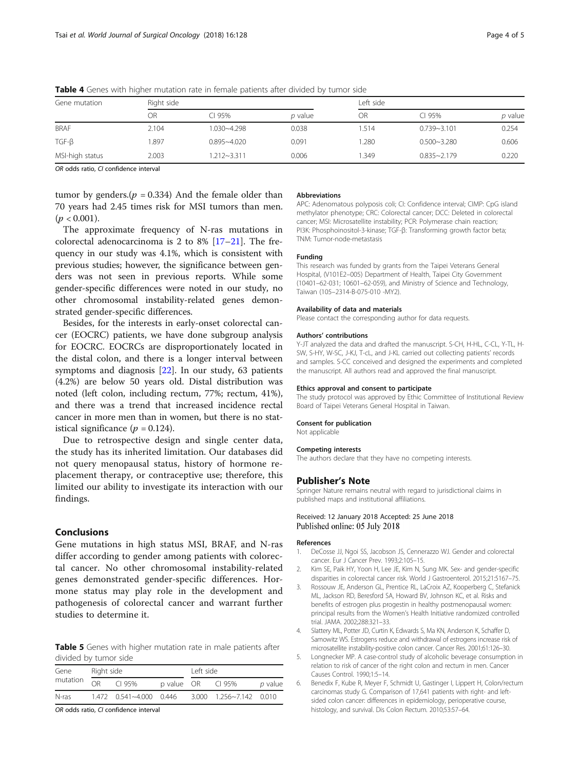**Table 4** Genes with higher mutation rate in female patients after divided by tumor side

| Gene mutation | Right side | | | Left side | | |
|---|---|---|---|---|---|---|
| | OR | CI 95% | *p* value | OR | CI 95% | *p* value |
| BRAF | 2.104 | 1.030~4.298 | 0.038 | 1.514 | 0.739~3.101 | 0.254 |
| TGF-β | 1.897 | 0.895~4.020 | 0.091 | 1.280 | 0.500~3.280 | 0.606 |
| MSI-high status | 2.003 | 1.212~3.311 | 0.006 | 1.349 | 0.835~2.179 | 0.220 |

*OR* odds ratio, *CI* confidence interval

tumor by genders.($p = 0.334$) And the female older than 70 years had 2.45 times risk for MSI tumors than men. ($p < 0.001$).

The approximate frequency of N-ras mutations in colorectal adenocarcinoma is 2 to 8% [17–21]. The frequency in our study was 4.1%, which is consistent with previous studies; however, the significance between genders was not seen in previous reports. While some gender-specific differences were noted in our study, no other chromosomal instability-related genes demonstrated gender-specific differences.

Besides, for the interests in early-onset colorectal cancer (EOCRC) patients, we have done subgroup analysis for EOCRC. EOCRCs are disproportionately located in the distal colon, and there is a longer interval between symptoms and diagnosis [22]. In our study, 63 patients (4.2%) are below 50 years old. Distal distribution was noted (left colon, including rectum, 77%; rectum, 41%), and there was a trend that increased incidence rectal cancer in more men than in women, but there is no statistical significance ($p = 0.124$).

Due to retrospective design and single center data, the study has its inherited limitation. Our databases did not query menopausal status, history of hormone replacement therapy, or contraceptive use; therefore, this limited our ability to investigate its interaction with our findings.

## Conclusions

Gene mutations in high status MSI, BRAF, and N-ras differ according to gender among patients with colorectal cancer. No other chromosomal instability-related genes demonstrated gender-specific differences. Hormone status may play role in the development and pathogenesis of colorectal cancer and warrant further studies to determine it.

**Table 5** Genes with higher mutation rate in male patients after divided by tumor side

| Gene mutation | Right side | | | Left side | | |
|---|---|---|---|---|---|---|
| | OR | CI 95% | p value | OR | CI 95% | *p* value |
| N-ras | 1.472 | 0.541~4.000 | 0.446 | 3.000 | 1.256~7.142 | 0.010 |

*OR* odds ratio, *CI* confidence interval

#### Abbreviations

APC: Adenomatous polyposis coli; CI: Confidence interval; CIMP: CpG island methylator phenotype; CRC: Colorectal cancer; DCC: Deleted in colorectal cancer; MSI: Microsatellite instability; PCR: Polymerase chain reaction; PI3K: Phosphoinositol-3-kinase; TGF-β: Transforming growth factor beta; TNM: Tumor-node-metastasis

#### Funding

This research was funded by grants from the Taipei Veterans General Hospital, (V101E2–005) Department of Health, Taipei City Government (10401–62-031; 10601–62-059), and Ministry of Science and Technology, Taiwan (105–2314-B-075-010 -MY2).

#### Availability of data and materials

Please contact the corresponding author for data requests.

#### Authors' contributions

Y-JT analyzed the data and drafted the manuscript. S-CH, H-HL, C-CL, Y-TL, H-SW, S-HY, W-SC, J-KJ, T-cL, and J-KL carried out collecting patients' records and samples. S-CC conceived and designed the experiments and completed the manuscript. All authors read and approved the final manuscript.

#### Ethics approval and consent to participate

The study protocol was approved by Ethic Committee of Institutional Review Board of Taipei Veterans General Hospital in Taiwan.

#### Consent for publication

Not applicable

#### Competing interests

The authors declare that they have no competing interests.

### Publisher's Note

Springer Nature remains neutral with regard to jurisdictional claims in published maps and institutional affiliations.

Received: 12 January 2018 Accepted: 25 June 2018
Published online: 05 July 2018

#### References

1. DeCosse JJ, Ngoi SS, Jacobson JS, Cennerazzo WJ. Gender and colorectal cancer. Eur J Cancer Prev. 1993;2:105–15.
2. Kim SE, Paik HY, Yoon H, Lee JE, Kim N, Sung MK. Sex- and gender-specific disparities in colorectal cancer risk. World J Gastroenterol. 2015;21:5167–75.
3. Rossouw JE, Anderson GL, Prentice RL, LaCroix AZ, Kooperberg C, Stefanick ML, Jackson RD, Beresford SA, Howard BV, Johnson KC, et al. Risks and benefits of estrogen plus progestin in healthy postmenopausal women: principal results from the Women's Health Initiative randomized controlled trial. JAMA. 2002;288:321–33.
4. Slattery ML, Potter JD, Curtin K, Edwards S, Ma KN, Anderson K, Schaffer D, Samowitz WS. Estrogens reduce and withdrawal of estrogens increase risk of microsatellite instability-positive colon cancer. Cancer Res. 2001;61:126–30.
5. Longnecker MP. A case-control study of alcoholic beverage consumption in relation to risk of cancer of the right colon and rectum in men. Cancer Causes Control. 1990;1:5–14.
6. Benedix F, Kube R, Meyer F, Schmidt U, Gastinger I, Lippert H, Colon/rectum carcinomas study G. Comparison of 17,641 patients with right- and left-sided colon cancer: differences in epidemiology, perioperative course, histology, and survival. Dis Colon Rectum. 2010;53:57–64.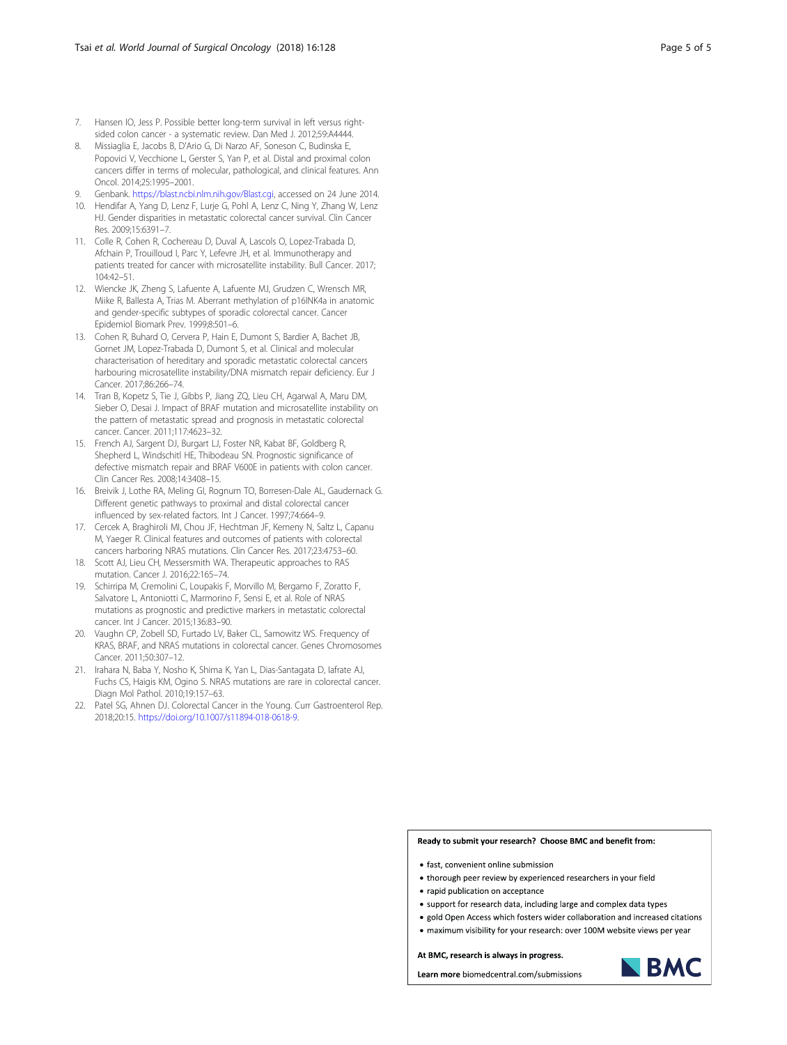7. Hansen IO, Jess P. Possible better long-term survival in left versus right-sided colon cancer - a systematic review. Dan Med J. 2012;59:A4444.
8. Missiaglia E, Jacobs B, D'Ario G, Di Narzo AF, Soneson C, Budinska E, Popovici V, Vecchione L, Gerster S, Yan P, et al. Distal and proximal colon cancers differ in terms of molecular, pathological, and clinical features. Ann Oncol. 2014;25:1995–2001.
9. Genbank. https://blast.ncbi.nlm.nih.gov/Blast.cgi, accessed on 24 June 2014.
10. Hendifar A, Yang D, Lenz F, Lurje G, Pohl A, Lenz C, Ning Y, Zhang W, Lenz HJ. Gender disparities in metastatic colorectal cancer survival. Clin Cancer Res. 2009;15:6391–7.
11. Colle R, Cohen R, Cochereau D, Duval A, Lascols O, Lopez-Trabada D, Afchain P, Trouilloud I, Parc Y, Lefevre JH, et al. Immunotherapy and patients treated for cancer with microsatellite instability. Bull Cancer. 2017;104:42–51.
12. Wiencke JK, Zheng S, Lafuente A, Lafuente MJ, Grudzen C, Wrensch MR, Miike R, Ballesta A, Trias M. Aberrant methylation of p16INK4a in anatomic and gender-specific subtypes of sporadic colorectal cancer. Cancer Epidemiol Biomark Prev. 1999;8:501–6.
13. Cohen R, Buhard O, Cervera P, Hain E, Dumont S, Bardier A, Bachet JB, Gornet JM, Lopez-Trabada D, Dumont S, et al. Clinical and molecular characterisation of hereditary and sporadic metastatic colorectal cancers harbouring microsatellite instability/DNA mismatch repair deficiency. Eur J Cancer. 2017;86:266–74.
14. Tran B, Kopetz S, Tie J, Gibbs P, Jiang ZQ, Lieu CH, Agarwal A, Maru DM, Sieber O, Desai J. Impact of BRAF mutation and microsatellite instability on the pattern of metastatic spread and prognosis in metastatic colorectal cancer. Cancer. 2011;117:4623–32.
15. French AJ, Sargent DJ, Burgart LJ, Foster NR, Kabat BF, Goldberg R, Shepherd L, Windschitl HE, Thibodeau SN. Prognostic significance of defective mismatch repair and BRAF V600E in patients with colon cancer. Clin Cancer Res. 2008;14:3408–15.
16. Breivik J, Lothe RA, Meling GI, Rognum TO, Borresen-Dale AL, Gaudernack G. Different genetic pathways to proximal and distal colorectal cancer influenced by sex-related factors. Int J Cancer. 1997;74:664–9.
17. Cercek A, Braghiroli MI, Chou JF, Hechtman JF, Kemeny N, Saltz L, Capanu M, Yaeger R. Clinical features and outcomes of patients with colorectal cancers harboring NRAS mutations. Clin Cancer Res. 2017;23:4753–60.
18. Scott AJ, Lieu CH, Messersmith WA. Therapeutic approaches to RAS mutation. Cancer J. 2016;22:165–74.
19. Schirripa M, Cremolini C, Loupakis F, Morvillo M, Bergamo F, Zoratto F, Salvatore L, Antoniotti C, Marmorino F, Sensi E, et al. Role of NRAS mutations as prognostic and predictive markers in metastatic colorectal cancer. Int J Cancer. 2015;136:83–90.
20. Vaughn CP, Zobell SD, Furtado LV, Baker CL, Samowitz WS. Frequency of KRAS, BRAF, and NRAS mutations in colorectal cancer. Genes Chromosomes Cancer. 2011;50:307–12.
21. Irahara N, Baba Y, Nosho K, Shima K, Yan L, Dias-Santagata D, Iafrate AJ, Fuchs CS, Haigis KM, Ogino S. NRAS mutations are rare in colorectal cancer. Diagn Mol Pathol. 2010;19:157–63.
22. Patel SG, Ahnen DJ. Colorectal Cancer in the Young. Curr Gastroenterol Rep. 2018;20:15. https://doi.org/10.1007/s11894-018-0618-9.

**Ready to submit your research? Choose BMC and benefit from:**

- fast, convenient online submission
- thorough peer review by experienced researchers in your field
- rapid publication on acceptance
- support for research data, including large and complex data types
- gold Open Access which fosters wider collaboration and increased citations
- maximum visibility for your research: over 100M website views per year

**At BMC, research is always in progress.**

**Learn more** biomedcentral.com/submissions

BMC